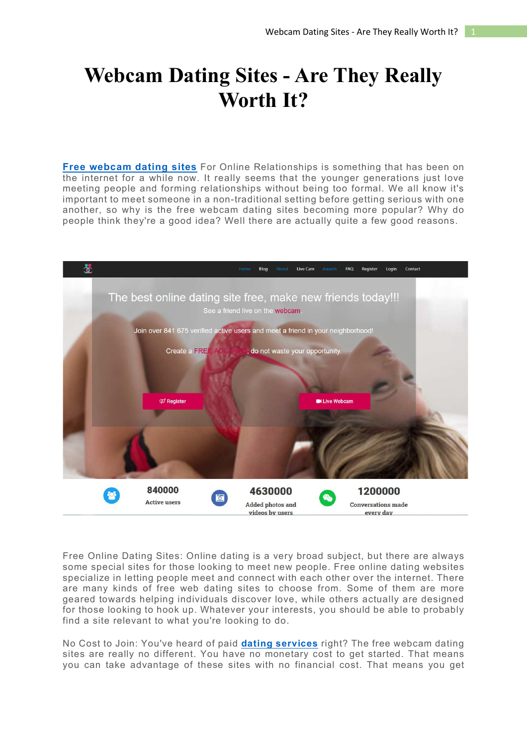# Webcam Dating Sites - Are They Really Worth It?

**Free webcam dating sites** For Online Relationships is something that has been on the internet for a while now. It really seems that the younger generations just love meeting people and forming relationships without being too formal. We all know it's important to meet someone in a non-traditional setting before getting serious with one another, so why is the free webcam dating sites becoming more popular? Why do people think they're a good idea? Well there are actually quite a few good reasons.

Home Blog About Live Cam Awards FAQ Register Login Contact

The best online dating site free, make new friends today!!!

See a friend live on the webcam.

Join over 841 675 verified active users and meet a friend in your neighborhood!

Create a FREE ACCOUNT, do not waste your opportunity.

Register

Live Webcam

840000
Active users

4630000
Added photos and videos by users

1200000
Conversations made every day

Free Online Dating Sites: Online dating is a very broad subject, but there are always some special sites for those looking to meet new people. Free online dating websites specialize in letting people meet and connect with each other over the internet. There are many kinds of free web dating sites to choose from. Some of them are more geared towards helping individuals discover love, while others actually are designed for those looking to hook up. Whatever your interests, you should be able to probably find a site relevant to what you're looking to do.

No Cost to Join: You've heard of paid **dating services** right? The free webcam dating sites are really no different. You have no monetary cost to get started. That means you can take advantage of these sites with no financial cost. That means you get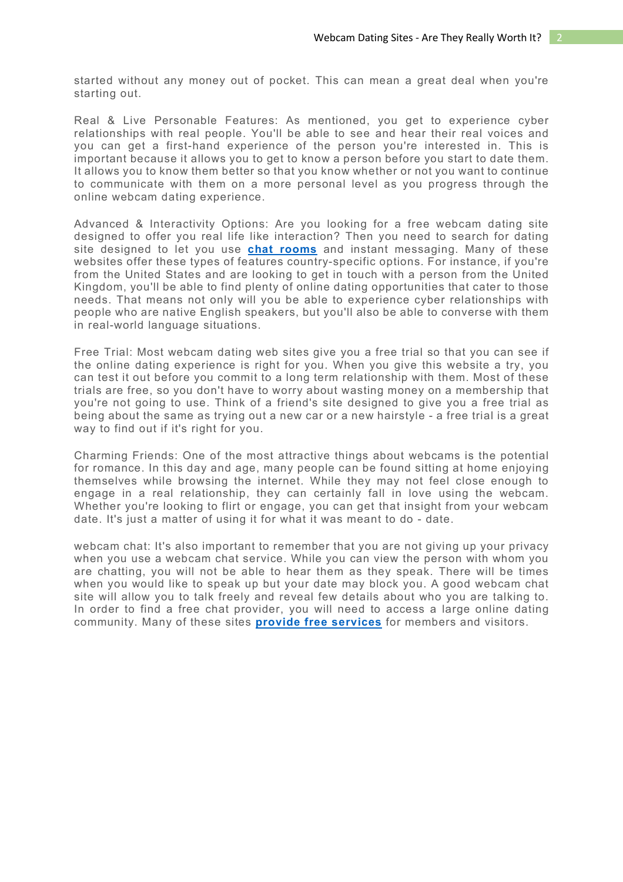started without any money out of pocket. This can mean a great deal when you're starting out.

Real & Live Personable Features: As mentioned, you get to experience cyber relationships with real people. You'll be able to see and hear their real voices and you can get a first-hand experience of the person you're interested in. This is important because it allows you to get to know a person before you start to date them. It allows you to know them better so that you know whether or not you want to continue to communicate with them on a more personal level as you progress through the online webcam dating experience.

Advanced & Interactivity Options: Are you looking for a free webcam dating site designed to offer you real life like interaction? Then you need to search for dating site designed to let you use **chat rooms** and instant messaging. Many of these websites offer these types of features country-specific options. For instance, if you're from the United States and are looking to get in touch with a person from the United Kingdom, you'll be able to find plenty of online dating opportunities that cater to those needs. That means not only will you be able to experience cyber relationships with people who are native English speakers, but you'll also be able to converse with them in real-world language situations.

Free Trial: Most webcam dating web sites give you a free trial so that you can see if the online dating experience is right for you. When you give this website a try, you can test it out before you commit to a long term relationship with them. Most of these trials are free, so you don't have to worry about wasting money on a membership that you're not going to use. Think of a friend's site designed to give you a free trial as being about the same as trying out a new car or a new hairstyle - a free trial is a great way to find out if it's right for you.

Charming Friends: One of the most attractive things about webcams is the potential for romance. In this day and age, many people can be found sitting at home enjoying themselves while browsing the internet. While they may not feel close enough to engage in a real relationship, they can certainly fall in love using the webcam. Whether you're looking to flirt or engage, you can get that insight from your webcam date. It's just a matter of using it for what it was meant to do - date.

webcam chat: It's also important to remember that you are not giving up your privacy when you use a webcam chat service. While you can view the person with whom you are chatting, you will not be able to hear them as they speak. There will be times when you would like to speak up but your date may block you. A good webcam chat site will allow you to talk freely and reveal few details about who you are talking to. In order to find a free chat provider, you will need to access a large online dating community. Many of these sites **provide free services** for members and visitors.